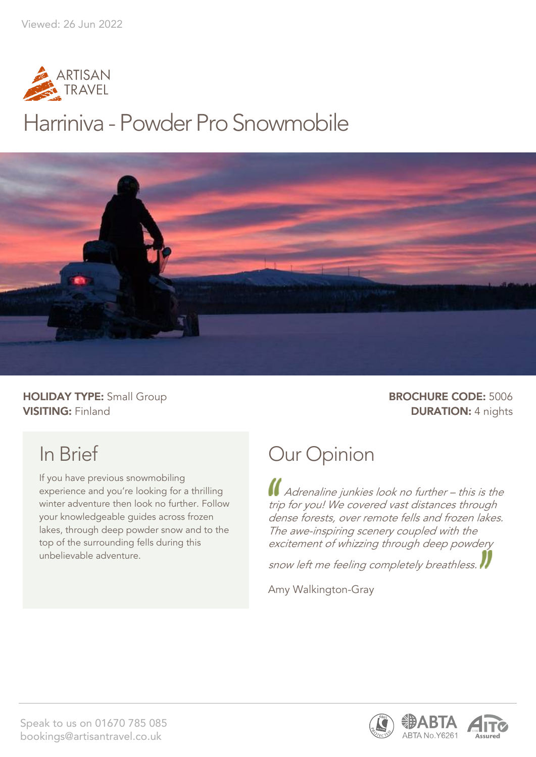Viewed: 26 Jun 2022

ARTISAN TRAVEL

# Harriniva - Powder Pro Snowmobile

**HOLIDAY TYPE:** Small Group
**VISITING:** Finland

**BROCHURE CODE:** 5006
**DURATION:** 4 nights

## In Brief

If you have previous snowmobiling experience and you're looking for a thrilling winter adventure then look no further. Follow your knowledgeable guides across frozen lakes, through deep powder snow and to the top of the surrounding fells during this unbelievable adventure.

## Our Opinion

*"Adrenaline junkies look no further – this is the trip for you! We covered vast distances through dense forests, over remote fells and frozen lakes. The awe-inspiring scenery coupled with the excitement of whizzing through deep powdery snow left me feeling completely breathless."*

Amy Walkington-Gray

Speak to us on 01670 785 085
bookings@artisantravel.co.uk

ABTA No.Y6261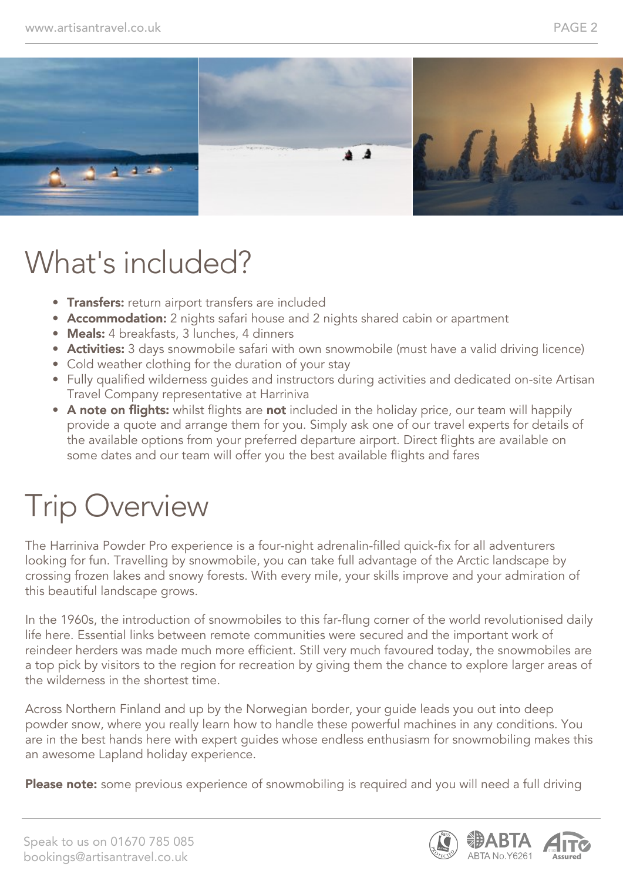# What's included?

- **Transfers:** return airport transfers are included
- **Accommodation:** 2 nights safari house and 2 nights shared cabin or apartment
- **Meals:** 4 breakfasts, 3 lunches, 4 dinners
- **Activities:** 3 days snowmobile safari with own snowmobile (must have a valid driving licence)
- Cold weather clothing for the duration of your stay
- Fully qualified wilderness guides and instructors during activities and dedicated on-site Artisan Travel Company representative at Harriniva
- **A note on flights:** whilst flights are **not** included in the holiday price, our team will happily provide a quote and arrange them for you. Simply ask one of our travel experts for details of the available options from your preferred departure airport. Direct flights are available on some dates and our team will offer you the best available flights and fares

# Trip Overview

The Harriniva Powder Pro experience is a four-night adrenalin-filled quick-fix for all adventurers looking for fun. Travelling by snowmobile, you can take full advantage of the Arctic landscape by crossing frozen lakes and snowy forests. With every mile, your skills improve and your admiration of this beautiful landscape grows.

In the 1960s, the introduction of snowmobiles to this far-flung corner of the world revolutionised daily life here. Essential links between remote communities were secured and the important work of reindeer herders was made much more efficient. Still very much favoured today, the snowmobiles are a top pick by visitors to the region for recreation by giving them the chance to explore larger areas of the wilderness in the shortest time.

Across Northern Finland and up by the Norwegian border, your guide leads you out into deep powder snow, where you really learn how to handle these powerful machines in any conditions. You are in the best hands here with expert guides whose endless enthusiasm for snowmobiling makes this an awesome Lapland holiday experience.

**Please note:** some previous experience of snowmobiling is required and you will need a full driving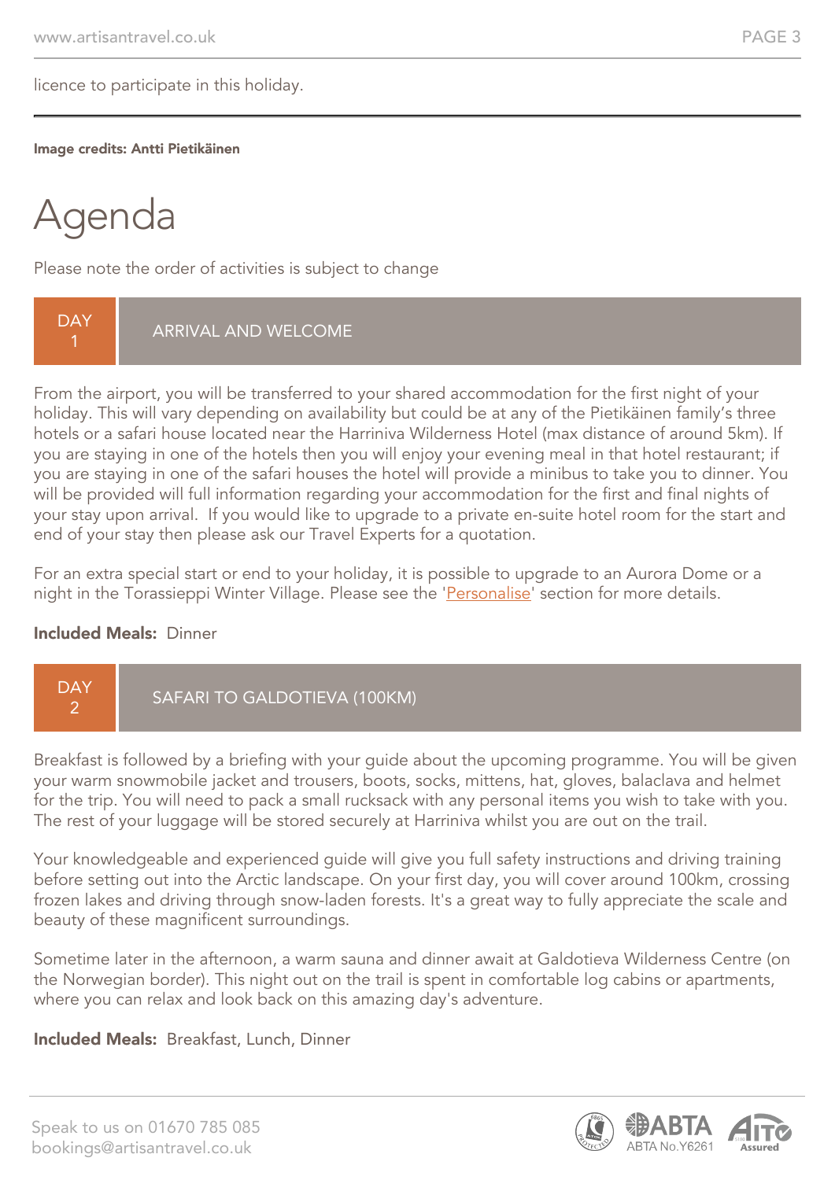licence to participate in this holiday.

---

**Image credits: Antti Pietikäinen**

# Agenda

Please note the order of activities is subject to change

## DAY 1 — ARRIVAL AND WELCOME

From the airport, you will be transferred to your shared accommodation for the first night of your holiday. This will vary depending on availability but could be at any of the Pietikäinen family's three hotels or a safari house located near the Harriniva Wilderness Hotel (max distance of around 5km). If you are staying in one of the hotels then you will enjoy your evening meal in that hotel restaurant; if you are staying in one of the safari houses the hotel will provide a minibus to take you to dinner. You will be provided will full information regarding your accommodation for the first and final nights of your stay upon arrival. If you would like to upgrade to a private en-suite hotel room for the start and end of your stay then please ask our Travel Experts for a quotation.

For an extra special start or end to your holiday, it is possible to upgrade to an Aurora Dome or a night in the Torassieppi Winter Village. Please see the 'Personalise' section for more details.

**Included Meals:** Dinner

## DAY 2 — SAFARI TO GALDOTIEVA (100KM)

Breakfast is followed by a briefing with your guide about the upcoming programme. You will be given your warm snowmobile jacket and trousers, boots, socks, mittens, hat, gloves, balaclava and helmet for the trip. You will need to pack a small rucksack with any personal items you wish to take with you. The rest of your luggage will be stored securely at Harriniva whilst you are out on the trail.

Your knowledgeable and experienced guide will give you full safety instructions and driving training before setting out into the Arctic landscape. On your first day, you will cover around 100km, crossing frozen lakes and driving through snow-laden forests. It's a great way to fully appreciate the scale and beauty of these magnificent surroundings.

Sometime later in the afternoon, a warm sauna and dinner await at Galdotieva Wilderness Centre (on the Norwegian border). This night out on the trail is spent in comfortable log cabins or apartments, where you can relax and look back on this amazing day's adventure.

**Included Meals:** Breakfast, Lunch, Dinner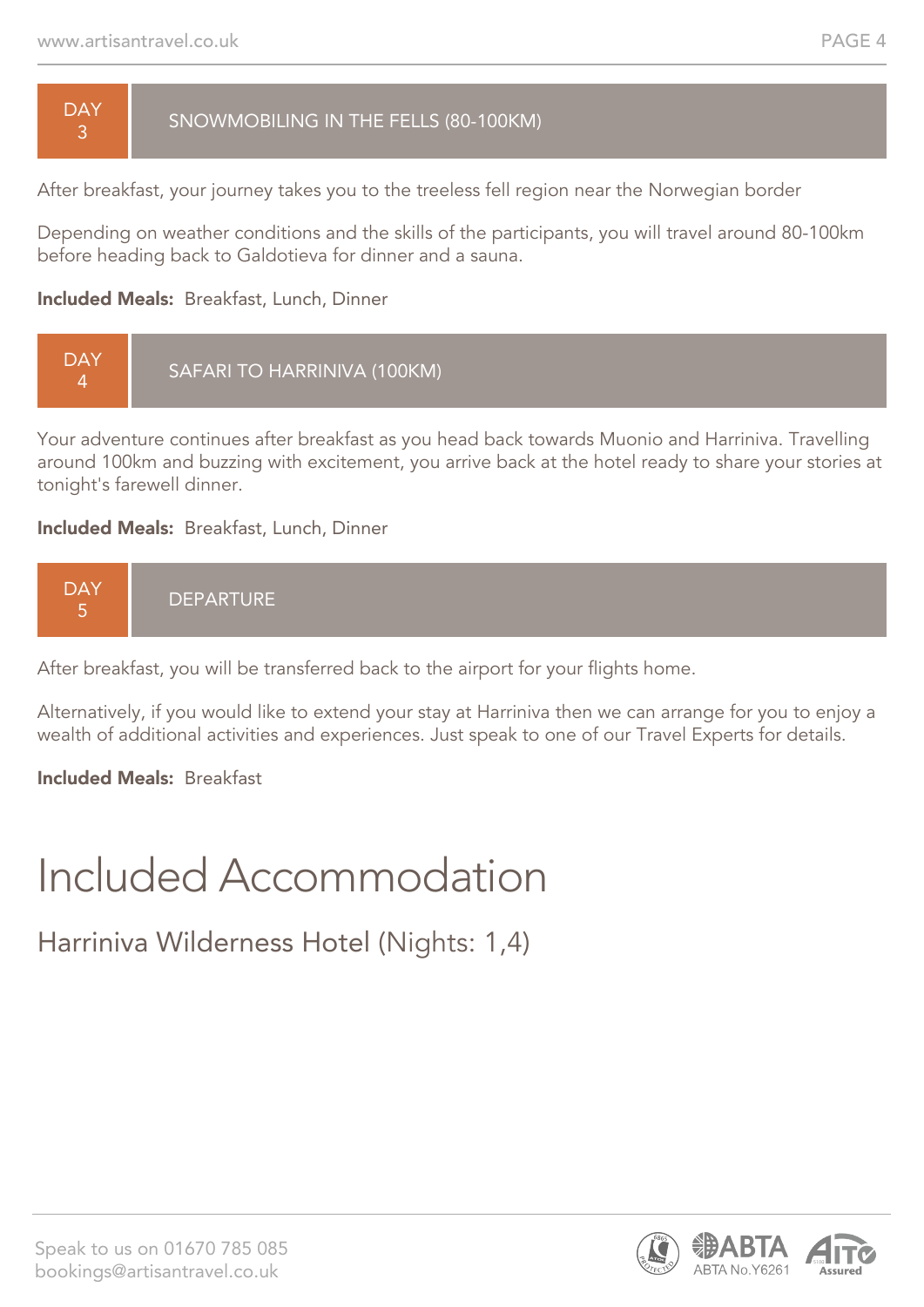## DAY 3 — SNOWMOBILING IN THE FELLS (80-100KM)

After breakfast, your journey takes you to the treeless fell region near the Norwegian border

Depending on weather conditions and the skills of the participants, you will travel around 80-100km before heading back to Galdotieva for dinner and a sauna.

**Included Meals:** Breakfast, Lunch, Dinner

## DAY 4 — SAFARI TO HARRINIVA (100KM)

Your adventure continues after breakfast as you head back towards Muonio and Harriniva. Travelling around 100km and buzzing with excitement, you arrive back at the hotel ready to share your stories at tonight's farewell dinner.

**Included Meals:** Breakfast, Lunch, Dinner

## DAY 5 — DEPARTURE

After breakfast, you will be transferred back to the airport for your flights home.

Alternatively, if you would like to extend your stay at Harriniva then we can arrange for you to enjoy a wealth of additional activities and experiences. Just speak to one of our Travel Experts for details.

**Included Meals:** Breakfast

# Included Accommodation

## Harriniva Wilderness Hotel (Nights: 1,4)

Speak to us on 01670 785 085
bookings@artisantravel.co.uk

ABTA No.Y6261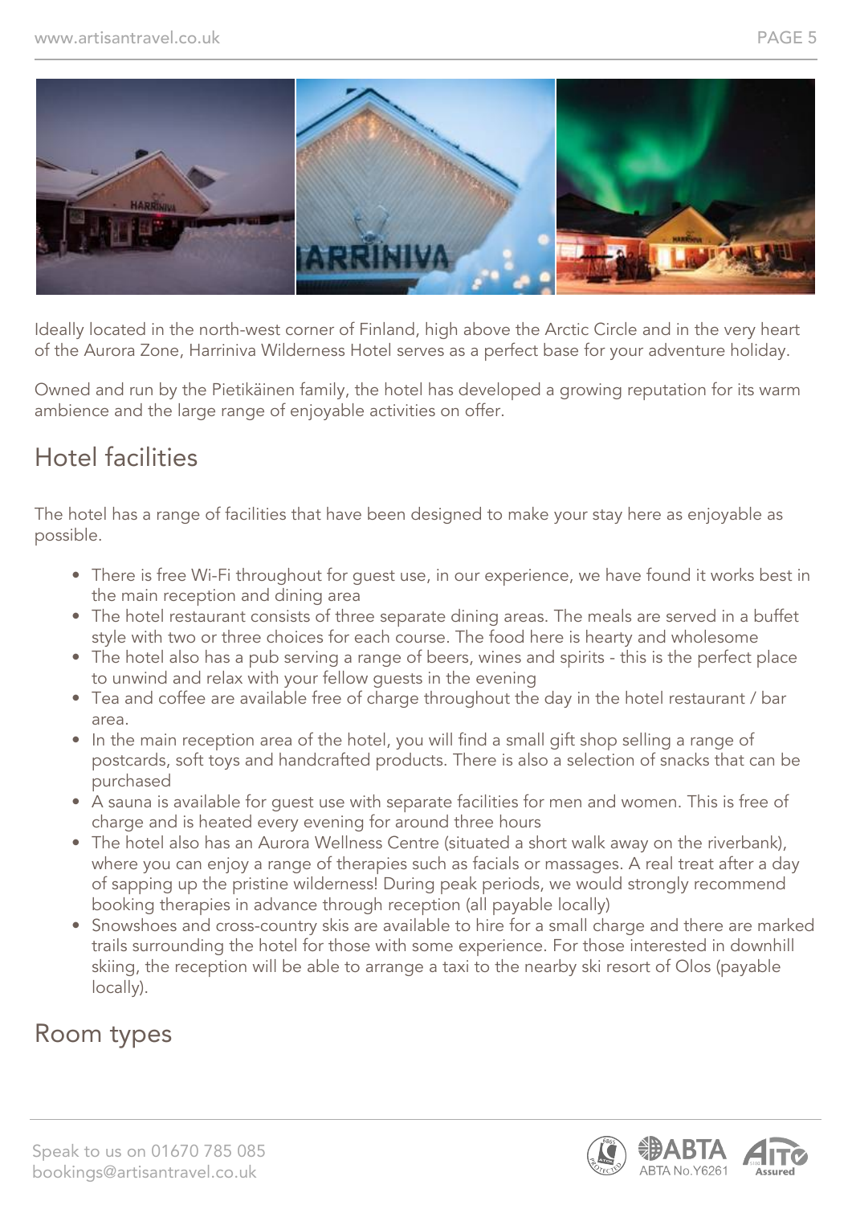Ideally located in the north-west corner of Finland, high above the Arctic Circle and in the very heart of the Aurora Zone, Harriniva Wilderness Hotel serves as a perfect base for your adventure holiday.

Owned and run by the Pietikäinen family, the hotel has developed a growing reputation for its warm ambience and the large range of enjoyable activities on offer.

## Hotel facilities

The hotel has a range of facilities that have been designed to make your stay here as enjoyable as possible.

- There is free Wi-Fi throughout for guest use, in our experience, we have found it works best in the main reception and dining area
- The hotel restaurant consists of three separate dining areas. The meals are served in a buffet style with two or three choices for each course. The food here is hearty and wholesome
- The hotel also has a pub serving a range of beers, wines and spirits - this is the perfect place to unwind and relax with your fellow guests in the evening
- Tea and coffee are available free of charge throughout the day in the hotel restaurant / bar area.
- In the main reception area of the hotel, you will find a small gift shop selling a range of postcards, soft toys and handcrafted products. There is also a selection of snacks that can be purchased
- A sauna is available for guest use with separate facilities for men and women. This is free of charge and is heated every evening for around three hours
- The hotel also has an Aurora Wellness Centre (situated a short walk away on the riverbank), where you can enjoy a range of therapies such as facials or massages. A real treat after a day of sapping up the pristine wilderness! During peak periods, we would strongly recommend booking therapies in advance through reception (all payable locally)
- Snowshoes and cross-country skis are available to hire for a small charge and there are marked trails surrounding the hotel for those with some experience. For those interested in downhill skiing, the reception will be able to arrange a taxi to the nearby ski resort of Olos (payable locally).

## Room types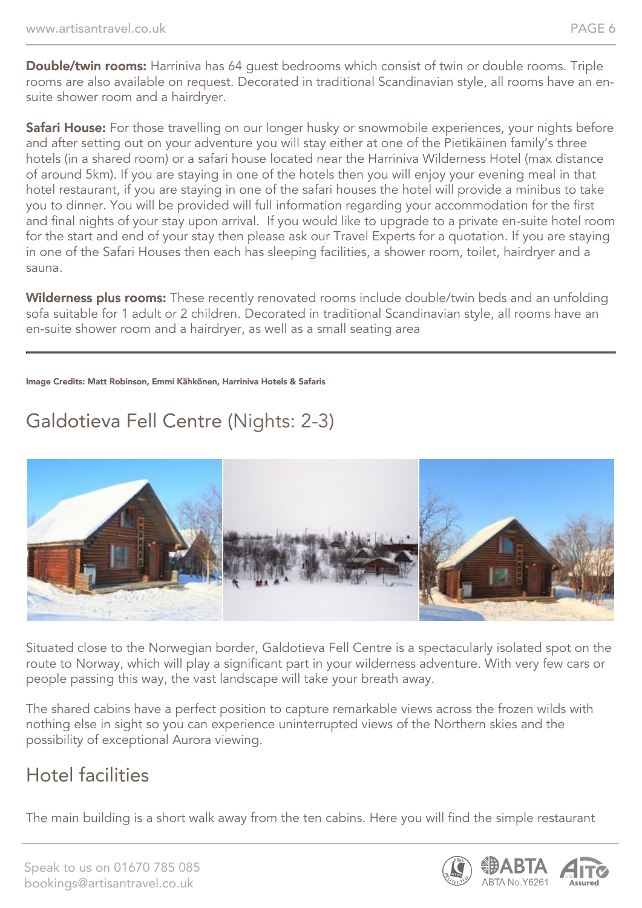**Double/twin rooms:** Harriniva has 64 guest bedrooms which consist of twin or double rooms. Triple rooms are also available on request. Decorated in traditional Scandinavian style, all rooms have an en-suite shower room and a hairdryer.

**Safari House:** For those travelling on our longer husky or snowmobile experiences, your nights before and after setting out on your adventure you will stay either at one of the Pietikäinen family's three hotels (in a shared room) or a safari house located near the Harriniva Wilderness Hotel (max distance of around 5km). If you are staying in one of the hotels then you will enjoy your evening meal in that hotel restaurant, if you are staying in one of the safari houses the hotel will provide a minibus to take you to dinner. You will be provided will full information regarding your accommodation for the first and final nights of your stay upon arrival. If you would like to upgrade to a private en-suite hotel room for the start and end of your stay then please ask our Travel Experts for a quotation. If you are staying in one of the Safari Houses then each has sleeping facilities, a shower room, toilet, hairdryer and a sauna.

**Wilderness plus rooms:** These recently renovated rooms include double/twin beds and an unfolding sofa suitable for 1 adult or 2 children. Decorated in traditional Scandinavian style, all rooms have an en-suite shower room and a hairdryer, as well as a small seating area

---

**Image Credits: Matt Robinson, Emmi Kähkönen, Harriniva Hotels & Safaris**

## Galdotieva Fell Centre (Nights: 2-3)

Situated close to the Norwegian border, Galdotieva Fell Centre is a spectacularly isolated spot on the route to Norway, which will play a significant part in your wilderness adventure. With very few cars or people passing this way, the vast landscape will take your breath away.

The shared cabins have a perfect position to capture remarkable views across the frozen wilds with nothing else in sight so you can experience uninterrupted views of the Northern skies and the possibility of exceptional Aurora viewing.

## Hotel facilities

The main building is a short walk away from the ten cabins. Here you will find the simple restaurant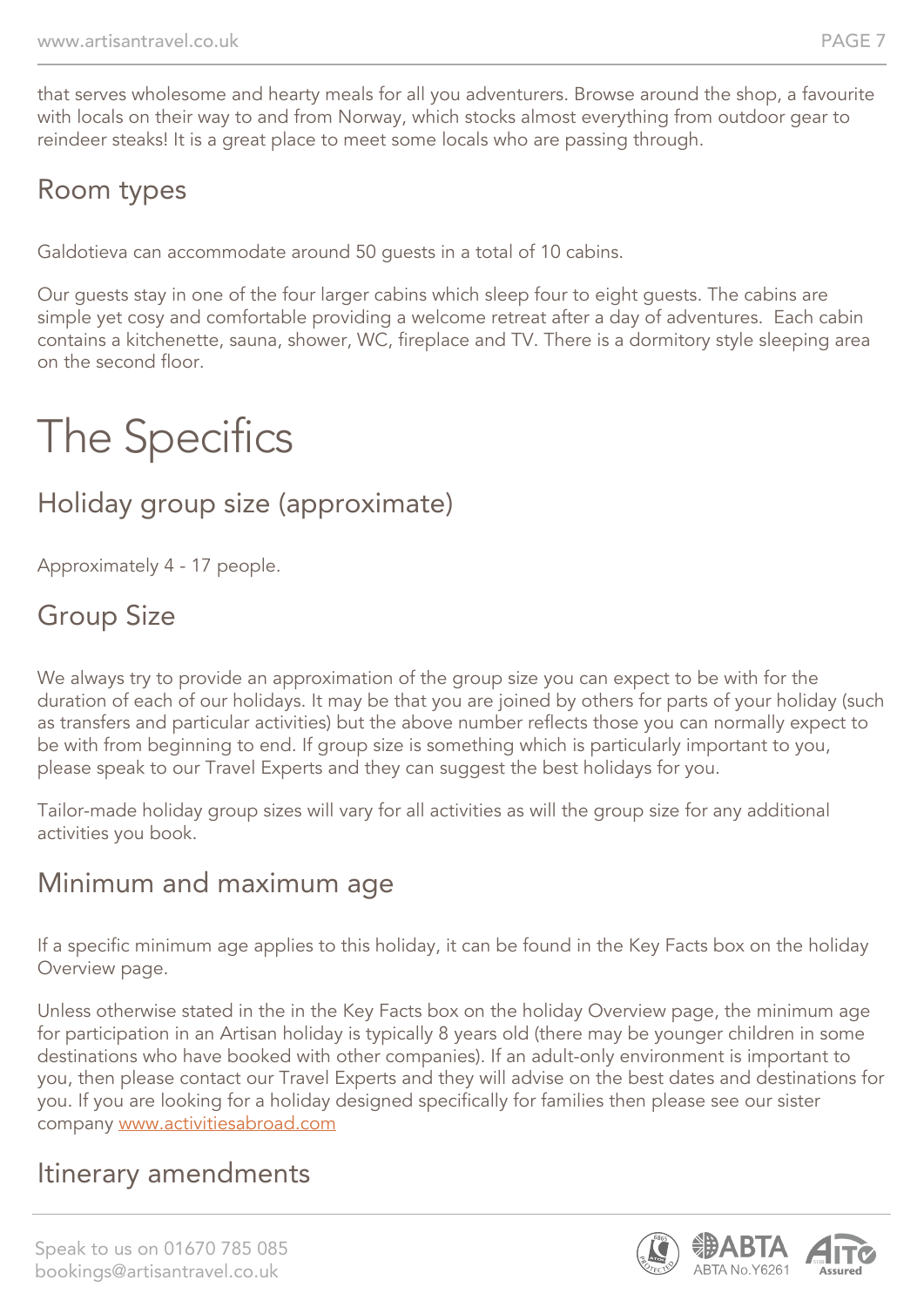that serves wholesome and hearty meals for all you adventurers. Browse around the shop, a favourite with locals on their way to and from Norway, which stocks almost everything from outdoor gear to reindeer steaks! It is a great place to meet some locals who are passing through.

## Room types

Galdotieva can accommodate around 50 guests in a total of 10 cabins.

Our guests stay in one of the four larger cabins which sleep four to eight guests. The cabins are simple yet cosy and comfortable providing a welcome retreat after a day of adventures. Each cabin contains a kitchenette, sauna, shower, WC, fireplace and TV. There is a dormitory style sleeping area on the second floor.

# The Specifics

## Holiday group size (approximate)

Approximately 4 - 17 people.

## Group Size

We always try to provide an approximation of the group size you can expect to be with for the duration of each of our holidays. It may be that you are joined by others for parts of your holiday (such as transfers and particular activities) but the above number reflects those you can normally expect to be with from beginning to end. If group size is something which is particularly important to you, please speak to our Travel Experts and they can suggest the best holidays for you.

Tailor-made holiday group sizes will vary for all activities as will the group size for any additional activities you book.

## Minimum and maximum age

If a specific minimum age applies to this holiday, it can be found in the Key Facts box on the holiday Overview page.

Unless otherwise stated in the in the Key Facts box on the holiday Overview page, the minimum age for participation in an Artisan holiday is typically 8 years old (there may be younger children in some destinations who have booked with other companies). If an adult-only environment is important to you, then please contact our Travel Experts and they will advise on the best dates and destinations for you. If you are looking for a holiday designed specifically for families then please see our sister company www.activitiesabroad.com

## Itinerary amendments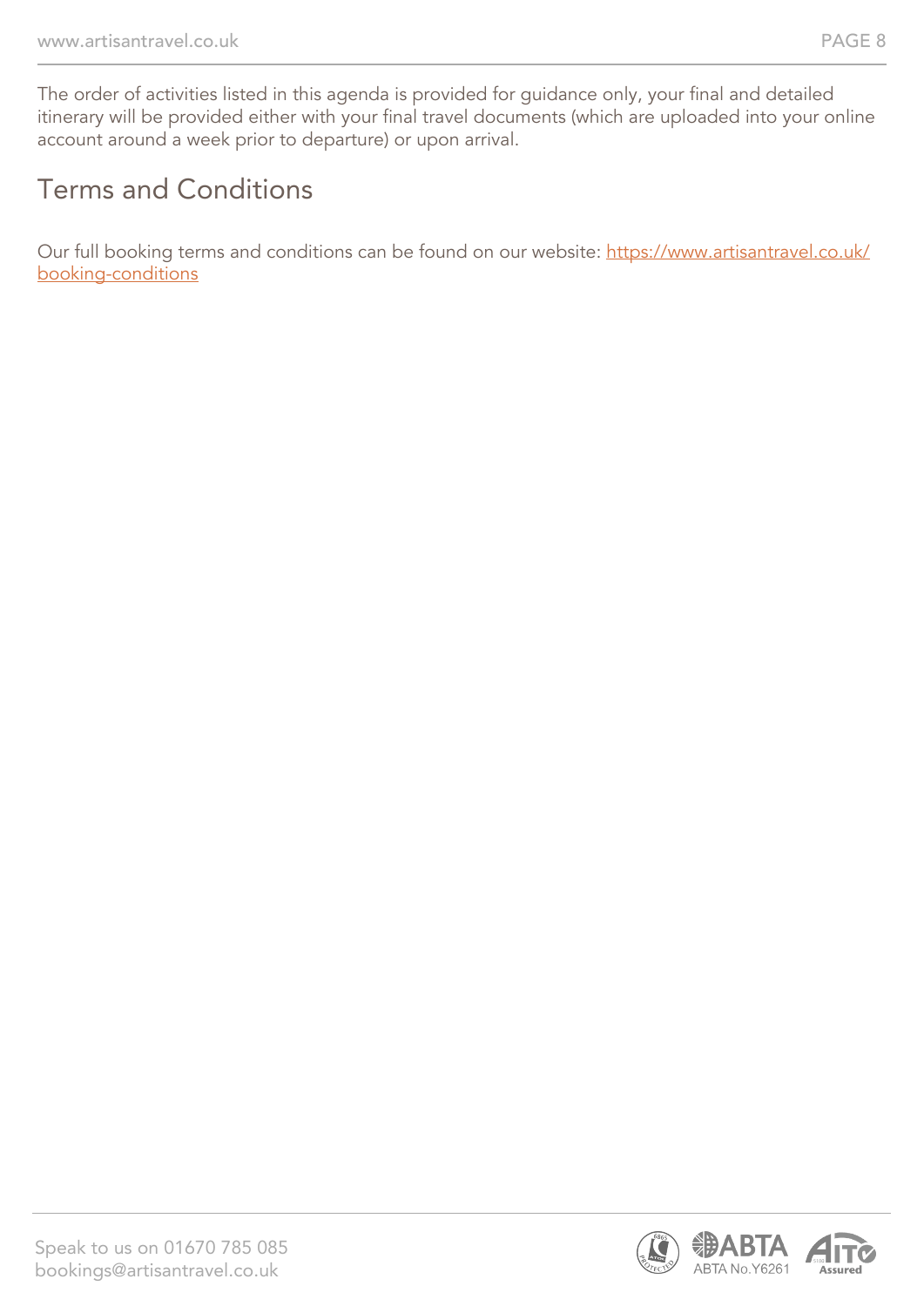The order of activities listed in this agenda is provided for guidance only, your final and detailed itinerary will be provided either with your final travel documents (which are uploaded into your online account around a week prior to departure) or upon arrival.

## Terms and Conditions

Our full booking terms and conditions can be found on our website: [https://www.artisantravel.co.uk/booking-conditions](https://www.artisantravel.co.uk/booking-conditions)